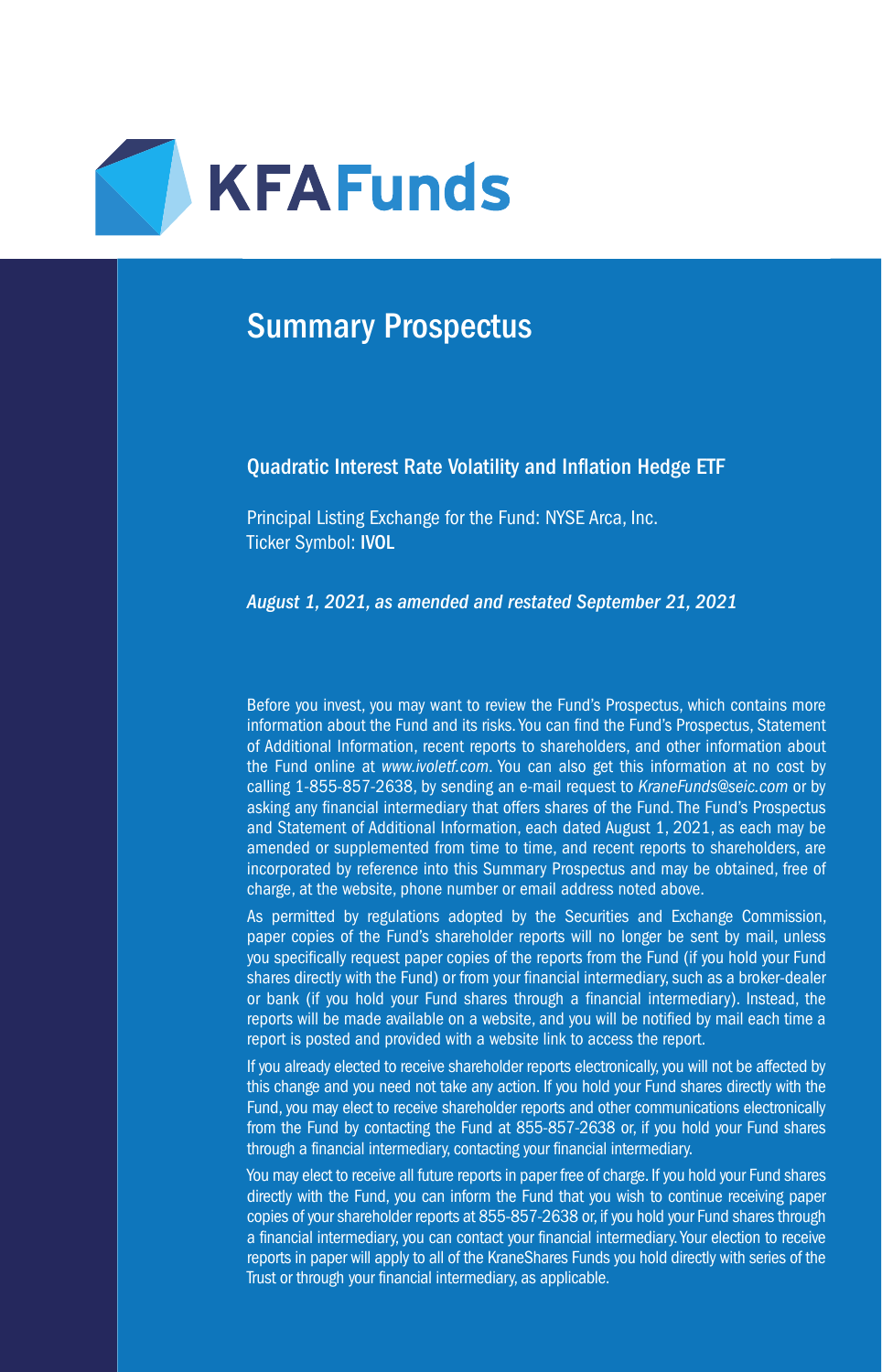KFAFunds

# Summary Prospectus

## Quadratic Interest Rate Volatility and Inflation Hedge ETF

Principal Listing Exchange for the Fund: NYSE Arca, Inc.
Ticker Symbol: **IVOL**

***August 1, 2021, as amended and restated September 21, 2021***

Before you invest, you may want to review the Fund's Prospectus, which contains more information about the Fund and its risks. You can find the Fund's Prospectus, Statement of Additional Information, recent reports to shareholders, and other information about the Fund online at *www.ivoletf.com*. You can also get this information at no cost by calling 1-855-857-2638, by sending an e-mail request to *KraneFunds@seic.com* or by asking any financial intermediary that offers shares of the Fund. The Fund's Prospectus and Statement of Additional Information, each dated August 1, 2021, as each may be amended or supplemented from time to time, and recent reports to shareholders, are incorporated by reference into this Summary Prospectus and may be obtained, free of charge, at the website, phone number or email address noted above.

As permitted by regulations adopted by the Securities and Exchange Commission, paper copies of the Fund's shareholder reports will no longer be sent by mail, unless you specifically request paper copies of the reports from the Fund (if you hold your Fund shares directly with the Fund) or from your financial intermediary, such as a broker-dealer or bank (if you hold your Fund shares through a financial intermediary). Instead, the reports will be made available on a website, and you will be notified by mail each time a report is posted and provided with a website link to access the report.

If you already elected to receive shareholder reports electronically, you will not be affected by this change and you need not take any action. If you hold your Fund shares directly with the Fund, you may elect to receive shareholder reports and other communications electronically from the Fund by contacting the Fund at 855-857-2638 or, if you hold your Fund shares through a financial intermediary, contacting your financial intermediary.

You may elect to receive all future reports in paper free of charge. If you hold your Fund shares directly with the Fund, you can inform the Fund that you wish to continue receiving paper copies of your shareholder reports at 855-857-2638 or, if you hold your Fund shares through a financial intermediary, you can contact your financial intermediary. Your election to receive reports in paper will apply to all of the KraneShares Funds you hold directly with series of the Trust or through your financial intermediary, as applicable.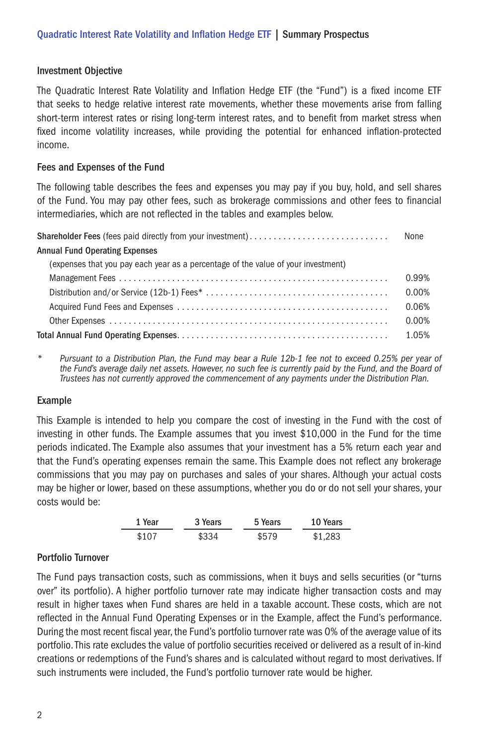## Investment Objective

The Quadratic Interest Rate Volatility and Inflation Hedge ETF (the "Fund") is a fixed income ETF that seeks to hedge relative interest rate movements, whether these movements arise from falling short-term interest rates or rising long-term interest rates, and to benefit from market stress when fixed income volatility increases, while providing the potential for enhanced inflation-protected income.

## Fees and Expenses of the Fund

The following table describes the fees and expenses you may pay if you buy, hold, and sell shares of the Fund. You may pay other fees, such as brokerage commissions and other fees to financial intermediaries, which are not reflected in the tables and examples below.

| | |
|---|---|
| **Shareholder Fees** (fees paid directly from your investment) | None |
| **Annual Fund Operating Expenses** | |
| (expenses that you pay each year as a percentage of the value of your investment) | |
| Management Fees | 0.99% |
| Distribution and/or Service (12b-1) Fees* | 0.00% |
| Acquired Fund Fees and Expenses | 0.06% |
| Other Expenses | 0.00% |
| **Total Annual Fund Operating Expenses** | 1.05% |

\* *Pursuant to a Distribution Plan, the Fund may bear a Rule 12b-1 fee not to exceed 0.25% per year of the Fund's average daily net assets. However, no such fee is currently paid by the Fund, and the Board of Trustees has not currently approved the commencement of any payments under the Distribution Plan.*

## Example

This Example is intended to help you compare the cost of investing in the Fund with the cost of investing in other funds. The Example assumes that you invest $10,000 in the Fund for the time periods indicated. The Example also assumes that your investment has a 5% return each year and that the Fund's operating expenses remain the same. This Example does not reflect any brokerage commissions that you may pay on purchases and sales of your shares. Although your actual costs may be higher or lower, based on these assumptions, whether you do or do not sell your shares, your costs would be:

| 1 Year | 3 Years | 5 Years | 10 Years |
|---|---|---|---|
| $107 | $334 | $579 | $1,283 |

## Portfolio Turnover

The Fund pays transaction costs, such as commissions, when it buys and sells securities (or "turns over" its portfolio). A higher portfolio turnover rate may indicate higher transaction costs and may result in higher taxes when Fund shares are held in a taxable account. These costs, which are not reflected in the Annual Fund Operating Expenses or in the Example, affect the Fund's performance. During the most recent fiscal year, the Fund's portfolio turnover rate was 0% of the average value of its portfolio. This rate excludes the value of portfolio securities received or delivered as a result of in-kind creations or redemptions of the Fund's shares and is calculated without regard to most derivatives. If such instruments were included, the Fund's portfolio turnover rate would be higher.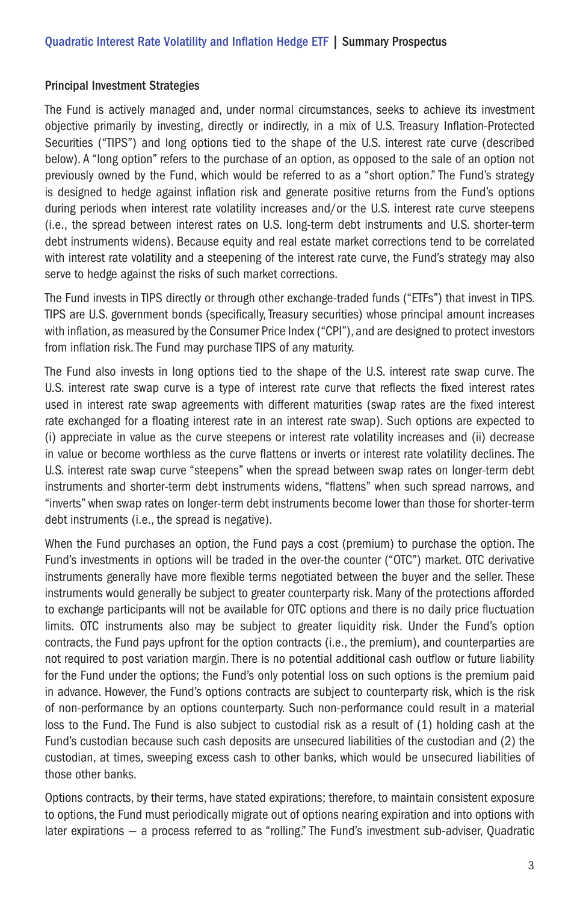## Principal Investment Strategies

The Fund is actively managed and, under normal circumstances, seeks to achieve its investment objective primarily by investing, directly or indirectly, in a mix of U.S. Treasury Inflation-Protected Securities ("TIPS") and long options tied to the shape of the U.S. interest rate curve (described below). A "long option" refers to the purchase of an option, as opposed to the sale of an option not previously owned by the Fund, which would be referred to as a "short option." The Fund's strategy is designed to hedge against inflation risk and generate positive returns from the Fund's options during periods when interest rate volatility increases and/or the U.S. interest rate curve steepens (i.e., the spread between interest rates on U.S. long-term debt instruments and U.S. shorter-term debt instruments widens). Because equity and real estate market corrections tend to be correlated with interest rate volatility and a steepening of the interest rate curve, the Fund's strategy may also serve to hedge against the risks of such market corrections.

The Fund invests in TIPS directly or through other exchange-traded funds ("ETFs") that invest in TIPS. TIPS are U.S. government bonds (specifically, Treasury securities) whose principal amount increases with inflation, as measured by the Consumer Price Index ("CPI"), and are designed to protect investors from inflation risk. The Fund may purchase TIPS of any maturity.

The Fund also invests in long options tied to the shape of the U.S. interest rate swap curve. The U.S. interest rate swap curve is a type of interest rate curve that reflects the fixed interest rates used in interest rate swap agreements with different maturities (swap rates are the fixed interest rate exchanged for a floating interest rate in an interest rate swap). Such options are expected to (i) appreciate in value as the curve steepens or interest rate volatility increases and (ii) decrease in value or become worthless as the curve flattens or inverts or interest rate volatility declines. The U.S. interest rate swap curve "steepens" when the spread between swap rates on longer-term debt instruments and shorter-term debt instruments widens, "flattens" when such spread narrows, and "inverts" when swap rates on longer-term debt instruments become lower than those for shorter-term debt instruments (i.e., the spread is negative).

When the Fund purchases an option, the Fund pays a cost (premium) to purchase the option. The Fund's investments in options will be traded in the over-the counter ("OTC") market. OTC derivative instruments generally have more flexible terms negotiated between the buyer and the seller. These instruments would generally be subject to greater counterparty risk. Many of the protections afforded to exchange participants will not be available for OTC options and there is no daily price fluctuation limits. OTC instruments also may be subject to greater liquidity risk. Under the Fund's option contracts, the Fund pays upfront for the option contracts (i.e., the premium), and counterparties are not required to post variation margin. There is no potential additional cash outflow or future liability for the Fund under the options; the Fund's only potential loss on such options is the premium paid in advance. However, the Fund's options contracts are subject to counterparty risk, which is the risk of non-performance by an options counterparty. Such non-performance could result in a material loss to the Fund. The Fund is also subject to custodial risk as a result of (1) holding cash at the Fund's custodian because such cash deposits are unsecured liabilities of the custodian and (2) the custodian, at times, sweeping excess cash to other banks, which would be unsecured liabilities of those other banks.

Options contracts, by their terms, have stated expirations; therefore, to maintain consistent exposure to options, the Fund must periodically migrate out of options nearing expiration and into options with later expirations — a process referred to as "rolling." The Fund's investment sub-adviser, Quadratic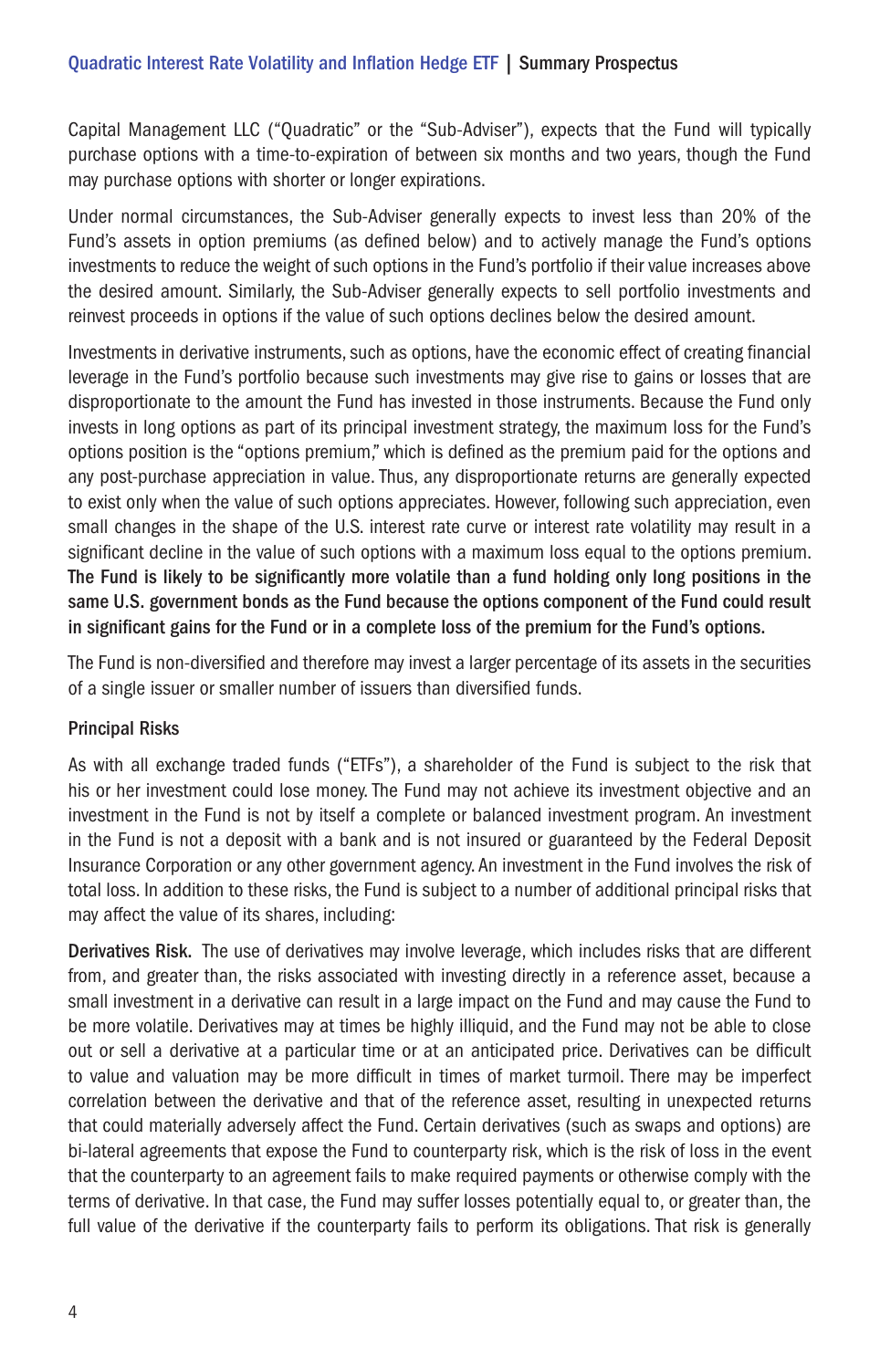Capital Management LLC ("Quadratic" or the "Sub-Adviser"), expects that the Fund will typically purchase options with a time-to-expiration of between six months and two years, though the Fund may purchase options with shorter or longer expirations.

Under normal circumstances, the Sub-Adviser generally expects to invest less than 20% of the Fund's assets in option premiums (as defined below) and to actively manage the Fund's options investments to reduce the weight of such options in the Fund's portfolio if their value increases above the desired amount. Similarly, the Sub-Adviser generally expects to sell portfolio investments and reinvest proceeds in options if the value of such options declines below the desired amount.

Investments in derivative instruments, such as options, have the economic effect of creating financial leverage in the Fund's portfolio because such investments may give rise to gains or losses that are disproportionate to the amount the Fund has invested in those instruments. Because the Fund only invests in long options as part of its principal investment strategy, the maximum loss for the Fund's options position is the "options premium," which is defined as the premium paid for the options and any post-purchase appreciation in value. Thus, any disproportionate returns are generally expected to exist only when the value of such options appreciates. However, following such appreciation, even small changes in the shape of the U.S. interest rate curve or interest rate volatility may result in a significant decline in the value of such options with a maximum loss equal to the options premium. **The Fund is likely to be significantly more volatile than a fund holding only long positions in the same U.S. government bonds as the Fund because the options component of the Fund could result in significant gains for the Fund or in a complete loss of the premium for the Fund's options.**

The Fund is non-diversified and therefore may invest a larger percentage of its assets in the securities of a single issuer or smaller number of issuers than diversified funds.

### Principal Risks

As with all exchange traded funds ("ETFs"), a shareholder of the Fund is subject to the risk that his or her investment could lose money. The Fund may not achieve its investment objective and an investment in the Fund is not by itself a complete or balanced investment program. An investment in the Fund is not a deposit with a bank and is not insured or guaranteed by the Federal Deposit Insurance Corporation or any other government agency. An investment in the Fund involves the risk of total loss. In addition to these risks, the Fund is subject to a number of additional principal risks that may affect the value of its shares, including:

**Derivatives Risk.** The use of derivatives may involve leverage, which includes risks that are different from, and greater than, the risks associated with investing directly in a reference asset, because a small investment in a derivative can result in a large impact on the Fund and may cause the Fund to be more volatile. Derivatives may at times be highly illiquid, and the Fund may not be able to close out or sell a derivative at a particular time or at an anticipated price. Derivatives can be difficult to value and valuation may be more difficult in times of market turmoil. There may be imperfect correlation between the derivative and that of the reference asset, resulting in unexpected returns that could materially adversely affect the Fund. Certain derivatives (such as swaps and options) are bi-lateral agreements that expose the Fund to counterparty risk, which is the risk of loss in the event that the counterparty to an agreement fails to make required payments or otherwise comply with the terms of derivative. In that case, the Fund may suffer losses potentially equal to, or greater than, the full value of the derivative if the counterparty fails to perform its obligations. That risk is generally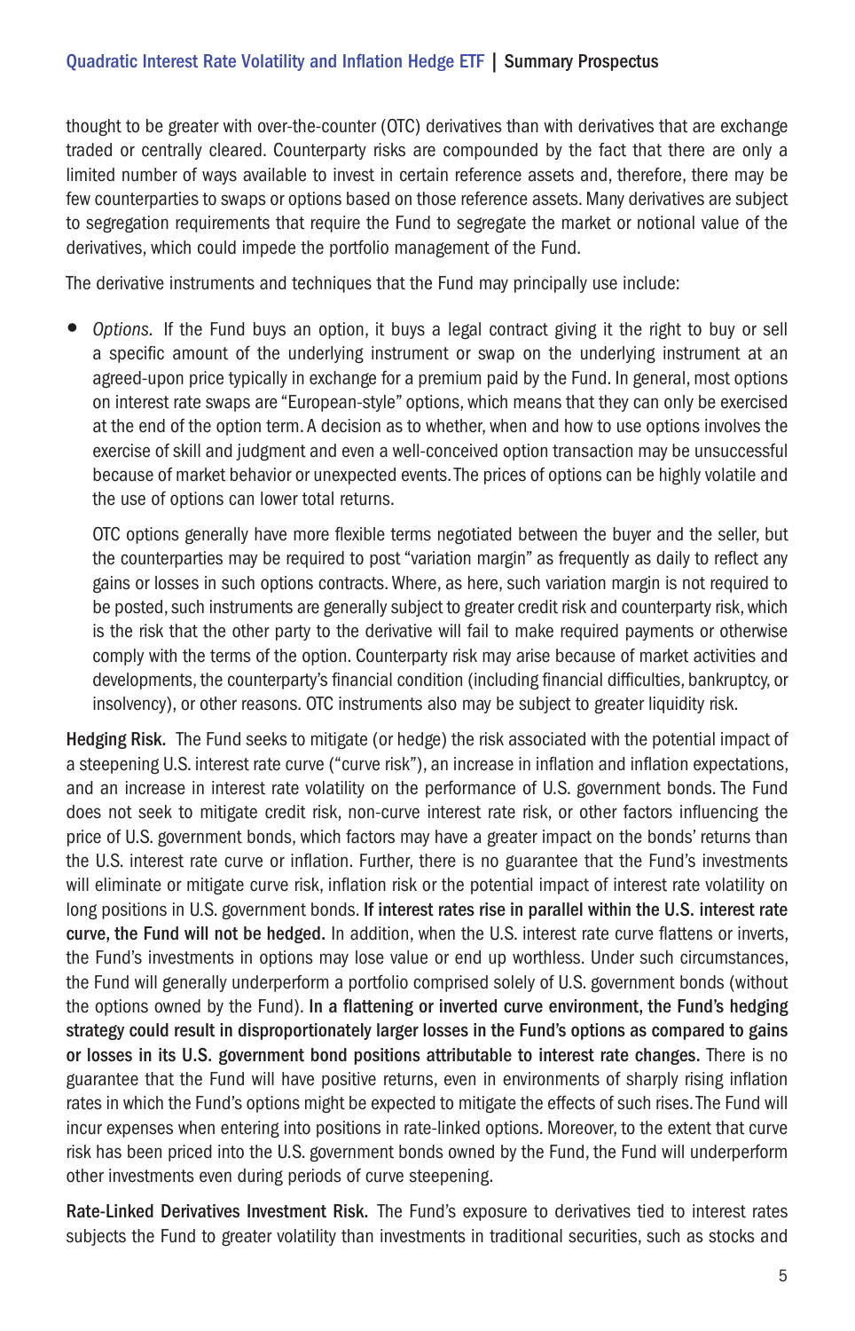thought to be greater with over-the-counter (OTC) derivatives than with derivatives that are exchange traded or centrally cleared. Counterparty risks are compounded by the fact that there are only a limited number of ways available to invest in certain reference assets and, therefore, there may be few counterparties to swaps or options based on those reference assets. Many derivatives are subject to segregation requirements that require the Fund to segregate the market or notional value of the derivatives, which could impede the portfolio management of the Fund.

The derivative instruments and techniques that the Fund may principally use include:

- *Options.* If the Fund buys an option, it buys a legal contract giving it the right to buy or sell a specific amount of the underlying instrument or swap on the underlying instrument at an agreed-upon price typically in exchange for a premium paid by the Fund. In general, most options on interest rate swaps are "European-style" options, which means that they can only be exercised at the end of the option term. A decision as to whether, when and how to use options involves the exercise of skill and judgment and even a well-conceived option transaction may be unsuccessful because of market behavior or unexpected events. The prices of options can be highly volatile and the use of options can lower total returns.

  OTC options generally have more flexible terms negotiated between the buyer and the seller, but the counterparties may be required to post "variation margin" as frequently as daily to reflect any gains or losses in such options contracts. Where, as here, such variation margin is not required to be posted, such instruments are generally subject to greater credit risk and counterparty risk, which is the risk that the other party to the derivative will fail to make required payments or otherwise comply with the terms of the option. Counterparty risk may arise because of market activities and developments, the counterparty's financial condition (including financial difficulties, bankruptcy, or insolvency), or other reasons. OTC instruments also may be subject to greater liquidity risk.

**Hedging Risk.** The Fund seeks to mitigate (or hedge) the risk associated with the potential impact of a steepening U.S. interest rate curve ("curve risk"), an increase in inflation and inflation expectations, and an increase in interest rate volatility on the performance of U.S. government bonds. The Fund does not seek to mitigate credit risk, non-curve interest rate risk, or other factors influencing the price of U.S. government bonds, which factors may have a greater impact on the bonds' returns than the U.S. interest rate curve or inflation. Further, there is no guarantee that the Fund's investments will eliminate or mitigate curve risk, inflation risk or the potential impact of interest rate volatility on long positions in U.S. government bonds. **If interest rates rise in parallel within the U.S. interest rate curve, the Fund will not be hedged.** In addition, when the U.S. interest rate curve flattens or inverts, the Fund's investments in options may lose value or end up worthless. Under such circumstances, the Fund will generally underperform a portfolio comprised solely of U.S. government bonds (without the options owned by the Fund). **In a flattening or inverted curve environment, the Fund's hedging strategy could result in disproportionately larger losses in the Fund's options as compared to gains or losses in its U.S. government bond positions attributable to interest rate changes.** There is no guarantee that the Fund will have positive returns, even in environments of sharply rising inflation rates in which the Fund's options might be expected to mitigate the effects of such rises. The Fund will incur expenses when entering into positions in rate-linked options. Moreover, to the extent that curve risk has been priced into the U.S. government bonds owned by the Fund, the Fund will underperform other investments even during periods of curve steepening.

**Rate-Linked Derivatives Investment Risk.** The Fund's exposure to derivatives tied to interest rates subjects the Fund to greater volatility than investments in traditional securities, such as stocks and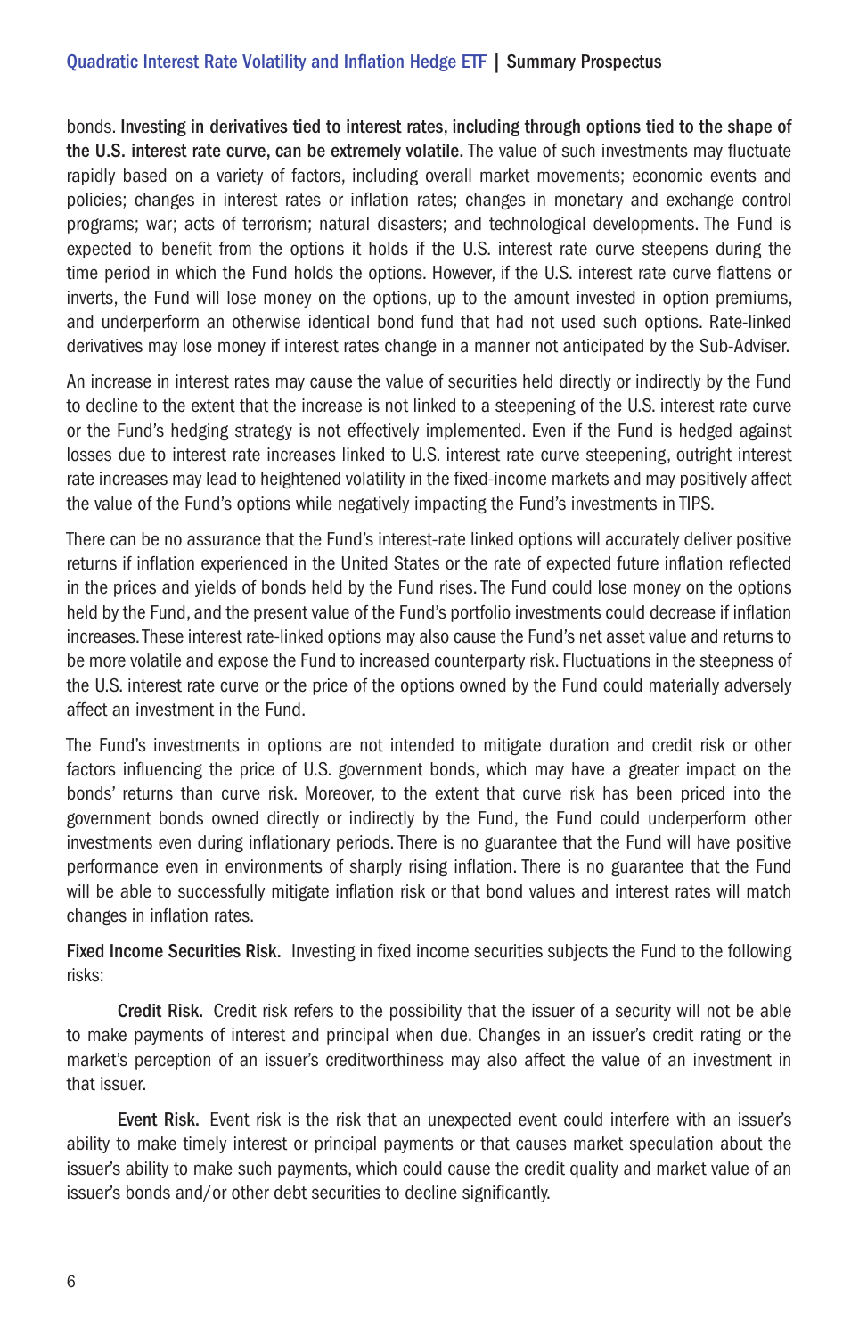bonds. **Investing in derivatives tied to interest rates, including through options tied to the shape of the U.S. interest rate curve, can be extremely volatile.** The value of such investments may fluctuate rapidly based on a variety of factors, including overall market movements; economic events and policies; changes in interest rates or inflation rates; changes in monetary and exchange control programs; war; acts of terrorism; natural disasters; and technological developments. The Fund is expected to benefit from the options it holds if the U.S. interest rate curve steepens during the time period in which the Fund holds the options. However, if the U.S. interest rate curve flattens or inverts, the Fund will lose money on the options, up to the amount invested in option premiums, and underperform an otherwise identical bond fund that had not used such options. Rate-linked derivatives may lose money if interest rates change in a manner not anticipated by the Sub-Adviser.

An increase in interest rates may cause the value of securities held directly or indirectly by the Fund to decline to the extent that the increase is not linked to a steepening of the U.S. interest rate curve or the Fund's hedging strategy is not effectively implemented. Even if the Fund is hedged against losses due to interest rate increases linked to U.S. interest rate curve steepening, outright interest rate increases may lead to heightened volatility in the fixed-income markets and may positively affect the value of the Fund's options while negatively impacting the Fund's investments in TIPS.

There can be no assurance that the Fund's interest-rate linked options will accurately deliver positive returns if inflation experienced in the United States or the rate of expected future inflation reflected in the prices and yields of bonds held by the Fund rises. The Fund could lose money on the options held by the Fund, and the present value of the Fund's portfolio investments could decrease if inflation increases. These interest rate-linked options may also cause the Fund's net asset value and returns to be more volatile and expose the Fund to increased counterparty risk. Fluctuations in the steepness of the U.S. interest rate curve or the price of the options owned by the Fund could materially adversely affect an investment in the Fund.

The Fund's investments in options are not intended to mitigate duration and credit risk or other factors influencing the price of U.S. government bonds, which may have a greater impact on the bonds' returns than curve risk. Moreover, to the extent that curve risk has been priced into the government bonds owned directly or indirectly by the Fund, the Fund could underperform other investments even during inflationary periods. There is no guarantee that the Fund will have positive performance even in environments of sharply rising inflation. There is no guarantee that the Fund will be able to successfully mitigate inflation risk or that bond values and interest rates will match changes in inflation rates.

**Fixed Income Securities Risk.** Investing in fixed income securities subjects the Fund to the following risks:

**Credit Risk.** Credit risk refers to the possibility that the issuer of a security will not be able to make payments of interest and principal when due. Changes in an issuer's credit rating or the market's perception of an issuer's creditworthiness may also affect the value of an investment in that issuer.

**Event Risk.** Event risk is the risk that an unexpected event could interfere with an issuer's ability to make timely interest or principal payments or that causes market speculation about the issuer's ability to make such payments, which could cause the credit quality and market value of an issuer's bonds and/or other debt securities to decline significantly.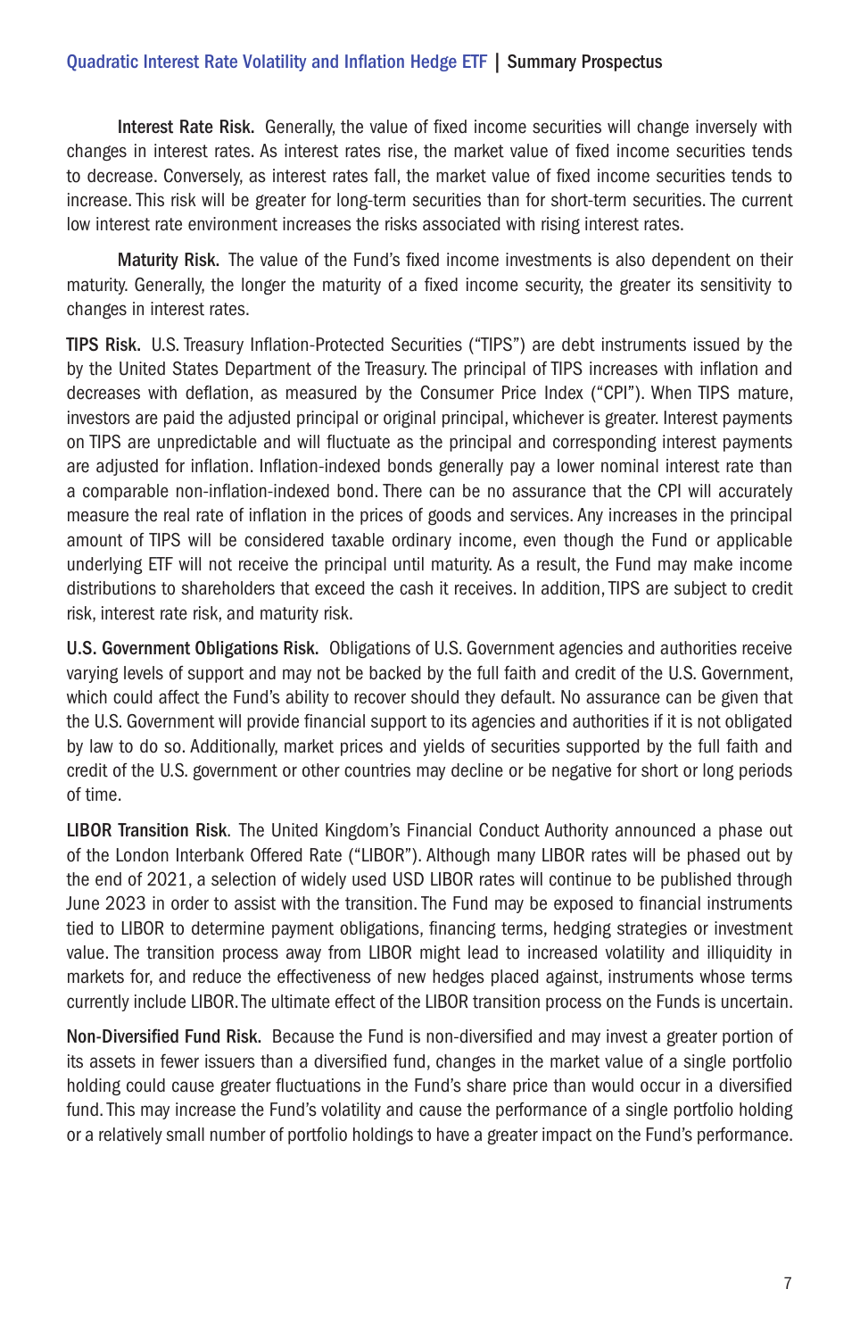**Interest Rate Risk.** Generally, the value of fixed income securities will change inversely with changes in interest rates. As interest rates rise, the market value of fixed income securities tends to decrease. Conversely, as interest rates fall, the market value of fixed income securities tends to increase. This risk will be greater for long-term securities than for short-term securities. The current low interest rate environment increases the risks associated with rising interest rates.

**Maturity Risk.** The value of the Fund's fixed income investments is also dependent on their maturity. Generally, the longer the maturity of a fixed income security, the greater its sensitivity to changes in interest rates.

**TIPS Risk.** U.S. Treasury Inflation-Protected Securities ("TIPS") are debt instruments issued by the by the United States Department of the Treasury. The principal of TIPS increases with inflation and decreases with deflation, as measured by the Consumer Price Index ("CPI"). When TIPS mature, investors are paid the adjusted principal or original principal, whichever is greater. Interest payments on TIPS are unpredictable and will fluctuate as the principal and corresponding interest payments are adjusted for inflation. Inflation-indexed bonds generally pay a lower nominal interest rate than a comparable non-inflation-indexed bond. There can be no assurance that the CPI will accurately measure the real rate of inflation in the prices of goods and services. Any increases in the principal amount of TIPS will be considered taxable ordinary income, even though the Fund or applicable underlying ETF will not receive the principal until maturity. As a result, the Fund may make income distributions to shareholders that exceed the cash it receives. In addition, TIPS are subject to credit risk, interest rate risk, and maturity risk.

**U.S. Government Obligations Risk.** Obligations of U.S. Government agencies and authorities receive varying levels of support and may not be backed by the full faith and credit of the U.S. Government, which could affect the Fund's ability to recover should they default. No assurance can be given that the U.S. Government will provide financial support to its agencies and authorities if it is not obligated by law to do so. Additionally, market prices and yields of securities supported by the full faith and credit of the U.S. government or other countries may decline or be negative for short or long periods of time.

**LIBOR Transition Risk**. The United Kingdom's Financial Conduct Authority announced a phase out of the London Interbank Offered Rate ("LIBOR"). Although many LIBOR rates will be phased out by the end of 2021, a selection of widely used USD LIBOR rates will continue to be published through June 2023 in order to assist with the transition. The Fund may be exposed to financial instruments tied to LIBOR to determine payment obligations, financing terms, hedging strategies or investment value. The transition process away from LIBOR might lead to increased volatility and illiquidity in markets for, and reduce the effectiveness of new hedges placed against, instruments whose terms currently include LIBOR. The ultimate effect of the LIBOR transition process on the Funds is uncertain.

**Non-Diversified Fund Risk.** Because the Fund is non-diversified and may invest a greater portion of its assets in fewer issuers than a diversified fund, changes in the market value of a single portfolio holding could cause greater fluctuations in the Fund's share price than would occur in a diversified fund. This may increase the Fund's volatility and cause the performance of a single portfolio holding or a relatively small number of portfolio holdings to have a greater impact on the Fund's performance.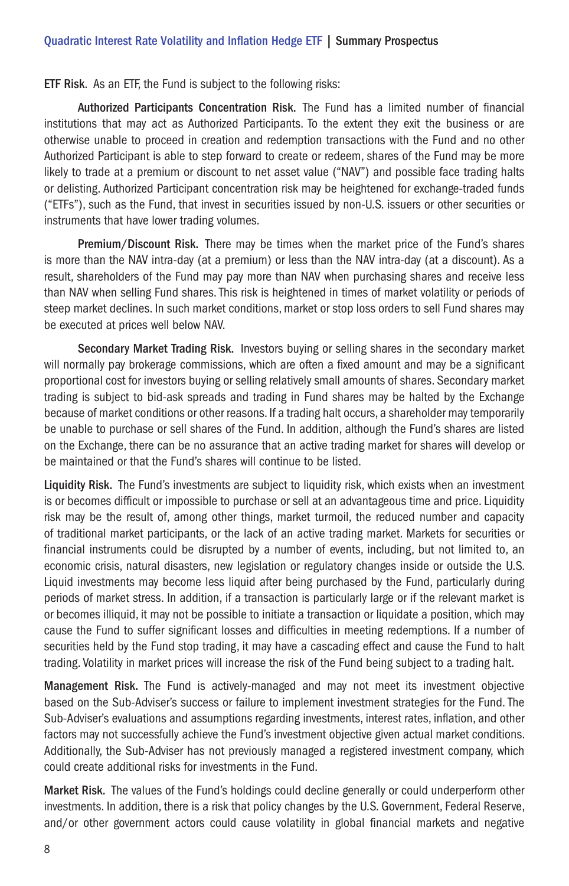**ETF Risk**. As an ETF, the Fund is subject to the following risks:

**Authorized Participants Concentration Risk.** The Fund has a limited number of financial institutions that may act as Authorized Participants. To the extent they exit the business or are otherwise unable to proceed in creation and redemption transactions with the Fund and no other Authorized Participant is able to step forward to create or redeem, shares of the Fund may be more likely to trade at a premium or discount to net asset value ("NAV") and possible face trading halts or delisting. Authorized Participant concentration risk may be heightened for exchange-traded funds ("ETFs"), such as the Fund, that invest in securities issued by non-U.S. issuers or other securities or instruments that have lower trading volumes.

**Premium/Discount Risk.** There may be times when the market price of the Fund's shares is more than the NAV intra-day (at a premium) or less than the NAV intra-day (at a discount). As a result, shareholders of the Fund may pay more than NAV when purchasing shares and receive less than NAV when selling Fund shares. This risk is heightened in times of market volatility or periods of steep market declines. In such market conditions, market or stop loss orders to sell Fund shares may be executed at prices well below NAV.

**Secondary Market Trading Risk.** Investors buying or selling shares in the secondary market will normally pay brokerage commissions, which are often a fixed amount and may be a significant proportional cost for investors buying or selling relatively small amounts of shares. Secondary market trading is subject to bid-ask spreads and trading in Fund shares may be halted by the Exchange because of market conditions or other reasons. If a trading halt occurs, a shareholder may temporarily be unable to purchase or sell shares of the Fund. In addition, although the Fund's shares are listed on the Exchange, there can be no assurance that an active trading market for shares will develop or be maintained or that the Fund's shares will continue to be listed.

**Liquidity Risk.** The Fund's investments are subject to liquidity risk, which exists when an investment is or becomes difficult or impossible to purchase or sell at an advantageous time and price. Liquidity risk may be the result of, among other things, market turmoil, the reduced number and capacity of traditional market participants, or the lack of an active trading market. Markets for securities or financial instruments could be disrupted by a number of events, including, but not limited to, an economic crisis, natural disasters, new legislation or regulatory changes inside or outside the U.S. Liquid investments may become less liquid after being purchased by the Fund, particularly during periods of market stress. In addition, if a transaction is particularly large or if the relevant market is or becomes illiquid, it may not be possible to initiate a transaction or liquidate a position, which may cause the Fund to suffer significant losses and difficulties in meeting redemptions. If a number of securities held by the Fund stop trading, it may have a cascading effect and cause the Fund to halt trading. Volatility in market prices will increase the risk of the Fund being subject to a trading halt.

**Management Risk.** The Fund is actively-managed and may not meet its investment objective based on the Sub-Adviser's success or failure to implement investment strategies for the Fund. The Sub-Adviser's evaluations and assumptions regarding investments, interest rates, inflation, and other factors may not successfully achieve the Fund's investment objective given actual market conditions. Additionally, the Sub-Adviser has not previously managed a registered investment company, which could create additional risks for investments in the Fund.

**Market Risk.** The values of the Fund's holdings could decline generally or could underperform other investments. In addition, there is a risk that policy changes by the U.S. Government, Federal Reserve, and/or other government actors could cause volatility in global financial markets and negative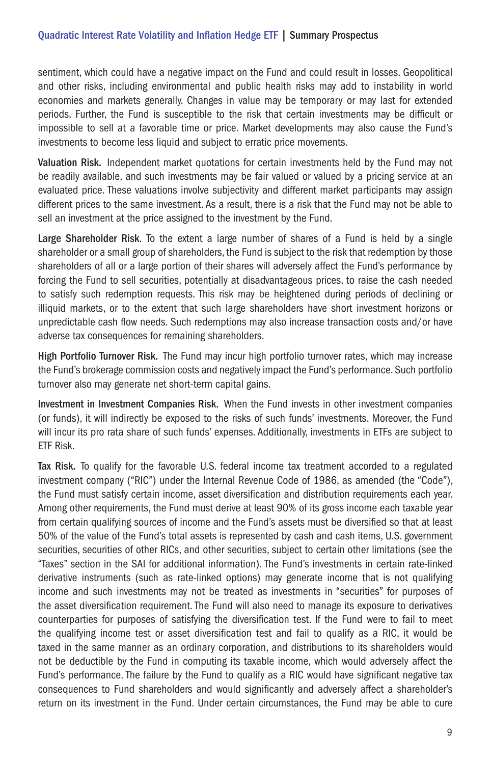sentiment, which could have a negative impact on the Fund and could result in losses. Geopolitical and other risks, including environmental and public health risks may add to instability in world economies and markets generally. Changes in value may be temporary or may last for extended periods. Further, the Fund is susceptible to the risk that certain investments may be difficult or impossible to sell at a favorable time or price. Market developments may also cause the Fund's investments to become less liquid and subject to erratic price movements.

**Valuation Risk.** Independent market quotations for certain investments held by the Fund may not be readily available, and such investments may be fair valued or valued by a pricing service at an evaluated price. These valuations involve subjectivity and different market participants may assign different prices to the same investment. As a result, there is a risk that the Fund may not be able to sell an investment at the price assigned to the investment by the Fund.

**Large Shareholder Risk**. To the extent a large number of shares of a Fund is held by a single shareholder or a small group of shareholders, the Fund is subject to the risk that redemption by those shareholders of all or a large portion of their shares will adversely affect the Fund's performance by forcing the Fund to sell securities, potentially at disadvantageous prices, to raise the cash needed to satisfy such redemption requests. This risk may be heightened during periods of declining or illiquid markets, or to the extent that such large shareholders have short investment horizons or unpredictable cash flow needs. Such redemptions may also increase transaction costs and/or have adverse tax consequences for remaining shareholders.

**High Portfolio Turnover Risk.** The Fund may incur high portfolio turnover rates, which may increase the Fund's brokerage commission costs and negatively impact the Fund's performance. Such portfolio turnover also may generate net short-term capital gains.

**Investment in Investment Companies Risk.** When the Fund invests in other investment companies (or funds), it will indirectly be exposed to the risks of such funds' investments. Moreover, the Fund will incur its pro rata share of such funds' expenses. Additionally, investments in ETFs are subject to ETF Risk.

**Tax Risk.** To qualify for the favorable U.S. federal income tax treatment accorded to a regulated investment company ("RIC") under the Internal Revenue Code of 1986, as amended (the "Code"), the Fund must satisfy certain income, asset diversification and distribution requirements each year. Among other requirements, the Fund must derive at least 90% of its gross income each taxable year from certain qualifying sources of income and the Fund's assets must be diversified so that at least 50% of the value of the Fund's total assets is represented by cash and cash items, U.S. government securities, securities of other RICs, and other securities, subject to certain other limitations (see the "Taxes" section in the SAI for additional information). The Fund's investments in certain rate-linked derivative instruments (such as rate-linked options) may generate income that is not qualifying income and such investments may not be treated as investments in "securities" for purposes of the asset diversification requirement. The Fund will also need to manage its exposure to derivatives counterparties for purposes of satisfying the diversification test. If the Fund were to fail to meet the qualifying income test or asset diversification test and fail to qualify as a RIC, it would be taxed in the same manner as an ordinary corporation, and distributions to its shareholders would not be deductible by the Fund in computing its taxable income, which would adversely affect the Fund's performance. The failure by the Fund to qualify as a RIC would have significant negative tax consequences to Fund shareholders and would significantly and adversely affect a shareholder's return on its investment in the Fund. Under certain circumstances, the Fund may be able to cure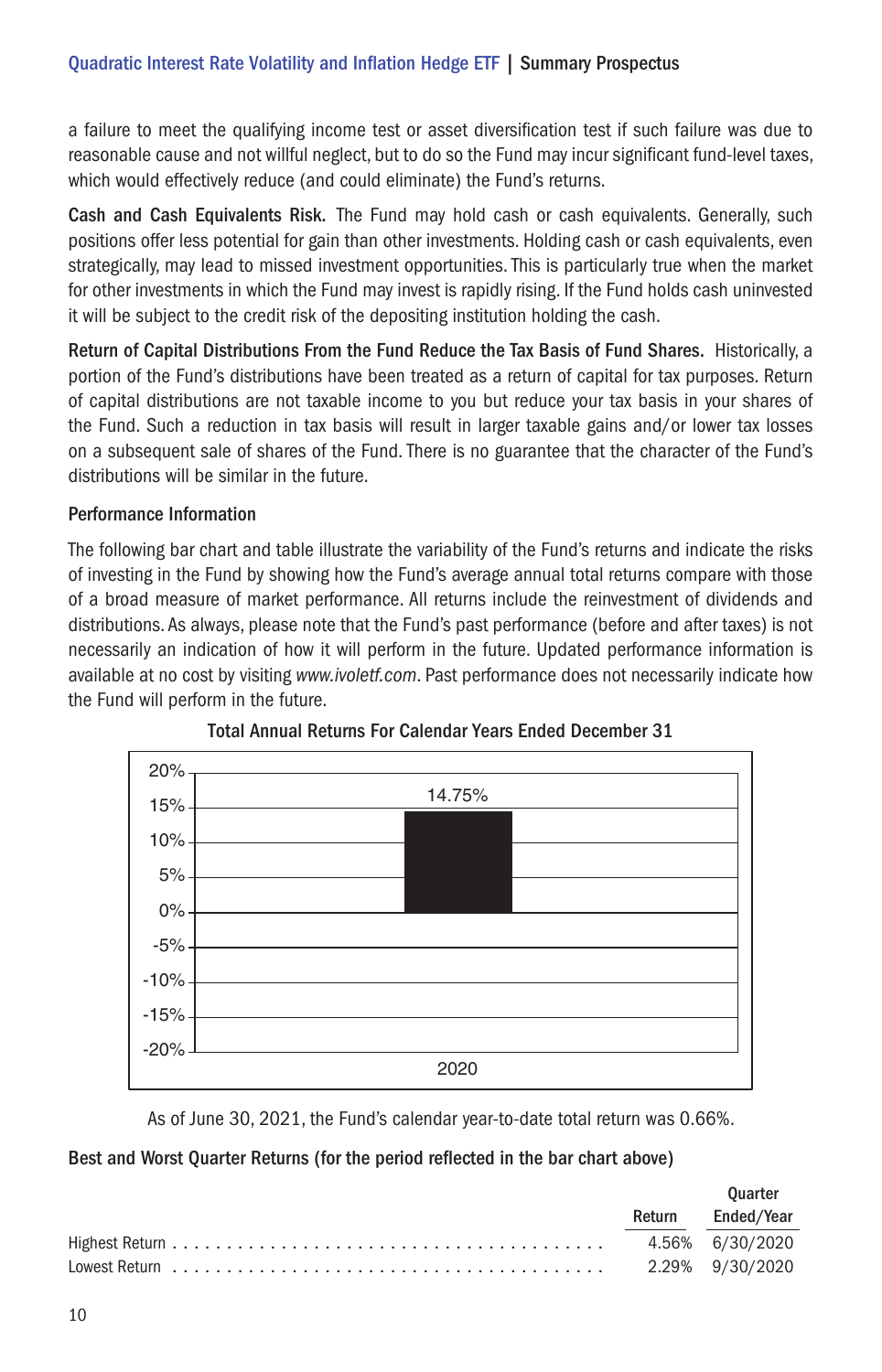a failure to meet the qualifying income test or asset diversification test if such failure was due to reasonable cause and not willful neglect, but to do so the Fund may incur significant fund-level taxes, which would effectively reduce (and could eliminate) the Fund's returns.

**Cash and Cash Equivalents Risk.** The Fund may hold cash or cash equivalents. Generally, such positions offer less potential for gain than other investments. Holding cash or cash equivalents, even strategically, may lead to missed investment opportunities. This is particularly true when the market for other investments in which the Fund may invest is rapidly rising. If the Fund holds cash uninvested it will be subject to the credit risk of the depositing institution holding the cash.

**Return of Capital Distributions From the Fund Reduce the Tax Basis of Fund Shares.** Historically, a portion of the Fund's distributions have been treated as a return of capital for tax purposes. Return of capital distributions are not taxable income to you but reduce your tax basis in your shares of the Fund. Such a reduction in tax basis will result in larger taxable gains and/or lower tax losses on a subsequent sale of shares of the Fund. There is no guarantee that the character of the Fund's distributions will be similar in the future.

## Performance Information

The following bar chart and table illustrate the variability of the Fund's returns and indicate the risks of investing in the Fund by showing how the Fund's average annual total returns compare with those of a broad measure of market performance. All returns include the reinvestment of dividends and distributions. As always, please note that the Fund's past performance (before and after taxes) is not necessarily an indication of how it will perform in the future. Updated performance information is available at no cost by visiting *www.ivoletf.com*. Past performance does not necessarily indicate how the Fund will perform in the future.

**Total Annual Returns For Calendar Years Ended December 31**

| Year | Total Annual Return |
|---|---|
| 2020 | 14.75% |

As of June 30, 2021, the Fund's calendar year-to-date total return was 0.66%.

**Best and Worst Quarter Returns (for the period reflected in the bar chart above)**

| | Return | Quarter Ended/Year |
|---|---|---|
| Highest Return | 4.56% | 6/30/2020 |
| Lowest Return | 2.29% | 9/30/2020 |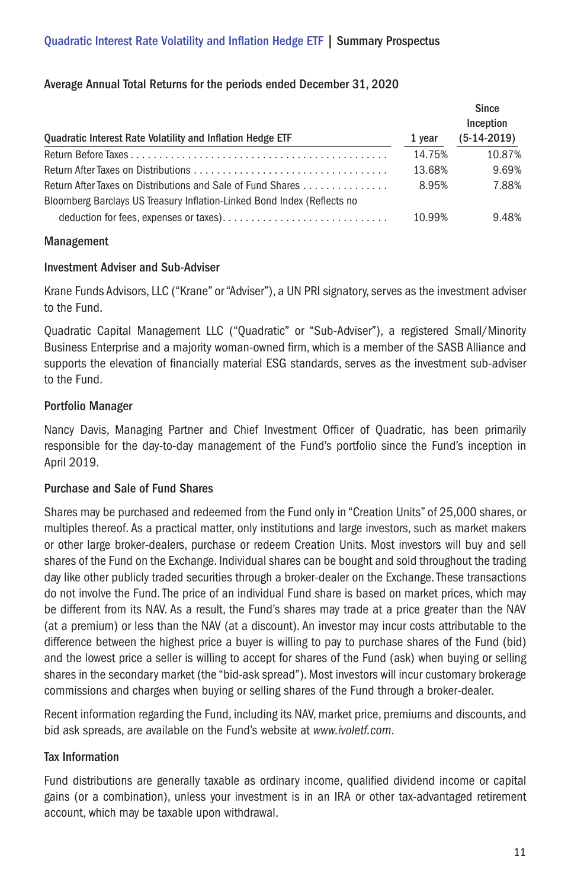Average Annual Total Returns for the periods ended December 31, 2020

| Quadratic Interest Rate Volatility and Inflation Hedge ETF | 1 year | Since Inception (5-14-2019) |
|---|---|---|
| Return Before Taxes | 14.75% | 10.87% |
| Return After Taxes on Distributions | 13.68% | 9.69% |
| Return After Taxes on Distributions and Sale of Fund Shares | 8.95% | 7.88% |
| Bloomberg Barclays US Treasury Inflation-Linked Bond Index (Reflects no deduction for fees, expenses or taxes) | 10.99% | 9.48% |

## Management

### Investment Adviser and Sub-Adviser

Krane Funds Advisors, LLC ("Krane" or "Adviser"), a UN PRI signatory, serves as the investment adviser to the Fund.

Quadratic Capital Management LLC ("Quadratic" or "Sub-Adviser"), a registered Small/Minority Business Enterprise and a majority woman-owned firm, which is a member of the SASB Alliance and supports the elevation of financially material ESG standards, serves as the investment sub-adviser to the Fund.

### Portfolio Manager

Nancy Davis, Managing Partner and Chief Investment Officer of Quadratic, has been primarily responsible for the day-to-day management of the Fund's portfolio since the Fund's inception in April 2019.

### Purchase and Sale of Fund Shares

Shares may be purchased and redeemed from the Fund only in "Creation Units" of 25,000 shares, or multiples thereof. As a practical matter, only institutions and large investors, such as market makers or other large broker-dealers, purchase or redeem Creation Units. Most investors will buy and sell shares of the Fund on the Exchange. Individual shares can be bought and sold throughout the trading day like other publicly traded securities through a broker-dealer on the Exchange. These transactions do not involve the Fund. The price of an individual Fund share is based on market prices, which may be different from its NAV. As a result, the Fund's shares may trade at a price greater than the NAV (at a premium) or less than the NAV (at a discount). An investor may incur costs attributable to the difference between the highest price a buyer is willing to pay to purchase shares of the Fund (bid) and the lowest price a seller is willing to accept for shares of the Fund (ask) when buying or selling shares in the secondary market (the "bid-ask spread"). Most investors will incur customary brokerage commissions and charges when buying or selling shares of the Fund through a broker-dealer.

Recent information regarding the Fund, including its NAV, market price, premiums and discounts, and bid ask spreads, are available on the Fund's website at *www.ivoletf.com*.

### Tax Information

Fund distributions are generally taxable as ordinary income, qualified dividend income or capital gains (or a combination), unless your investment is in an IRA or other tax-advantaged retirement account, which may be taxable upon withdrawal.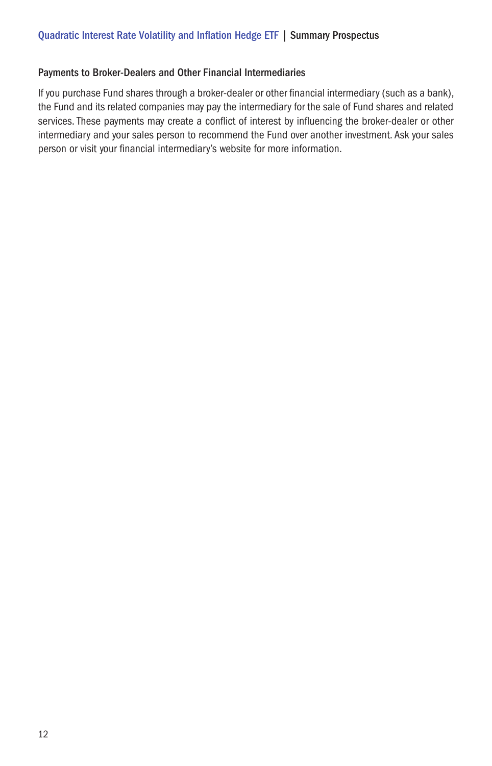### Payments to Broker-Dealers and Other Financial Intermediaries

If you purchase Fund shares through a broker-dealer or other financial intermediary (such as a bank), the Fund and its related companies may pay the intermediary for the sale of Fund shares and related services. These payments may create a conflict of interest by influencing the broker-dealer or other intermediary and your sales person to recommend the Fund over another investment. Ask your sales person or visit your financial intermediary's website for more information.